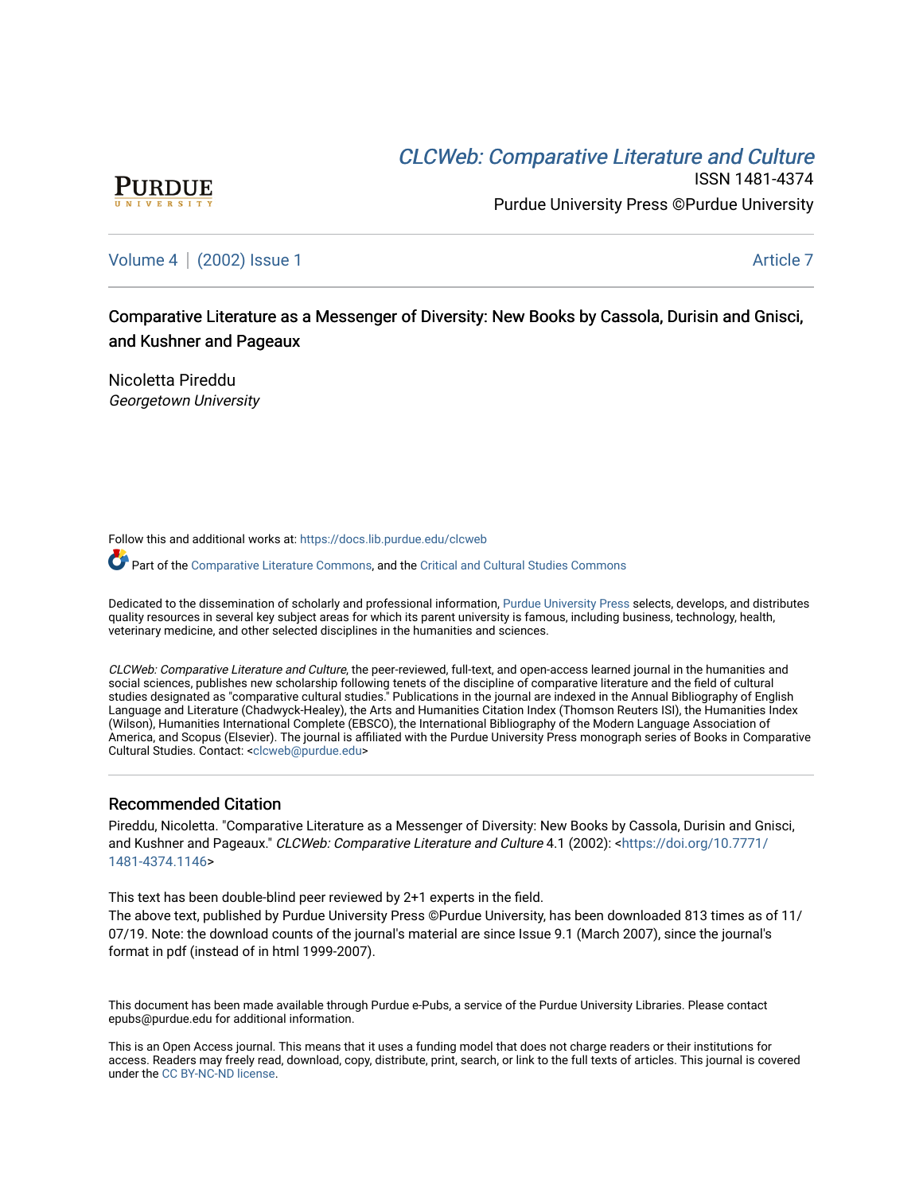CLCWeb: Comparative Literature and Culture

ISSN 1481-4374

Purdue University Press ©Purdue University

Volume 4 | (2002) Issue 1 Article 7

# Comparative Literature as a Messenger of Diversity: New Books by Cassola, Durisin and Gnisci, and Kushner and Pageaux

Nicoletta Pireddu
*Georgetown University*

Follow this and additional works at: https://docs.lib.purdue.edu/clcweb

Part of the Comparative Literature Commons, and the Critical and Cultural Studies Commons

Dedicated to the dissemination of scholarly and professional information, Purdue University Press selects, develops, and distributes quality resources in several key subject areas for which its parent university is famous, including business, technology, health, veterinary medicine, and other selected disciplines in the humanities and sciences.

*CLCWeb: Comparative Literature and Culture*, the peer-reviewed, full-text, and open-access learned journal in the humanities and social sciences, publishes new scholarship following tenets of the discipline of comparative literature and the field of cultural studies designated as "comparative cultural studies." Publications in the journal are indexed in the Annual Bibliography of English Language and Literature (Chadwyck-Healey), the Arts and Humanities Citation Index (Thomson Reuters ISI), the Humanities Index (Wilson), Humanities International Complete (EBSCO), the International Bibliography of the Modern Language Association of America, and Scopus (Elsevier). The journal is affiliated with the Purdue University Press monograph series of Books in Comparative Cultural Studies. Contact: <clcweb@purdue.edu>

## Recommended Citation

Pireddu, Nicoletta. "Comparative Literature as a Messenger of Diversity: New Books by Cassola, Durisin and Gnisci, and Kushner and Pageaux." *CLCWeb: Comparative Literature and Culture* 4.1 (2002): <https://doi.org/10.7771/1481-4374.1146>

This text has been double-blind peer reviewed by 2+1 experts in the field.
The above text, published by Purdue University Press ©Purdue University, has been downloaded 813 times as of 11/07/19. Note: the download counts of the journal's material are since Issue 9.1 (March 2007), since the journal's format in pdf (instead of in html 1999-2007).

This document has been made available through Purdue e-Pubs, a service of the Purdue University Libraries. Please contact epubs@purdue.edu for additional information.

This is an Open Access journal. This means that it uses a funding model that does not charge readers or their institutions for access. Readers may freely read, download, copy, distribute, print, search, or link to the full texts of articles. This journal is covered under the CC BY-NC-ND license.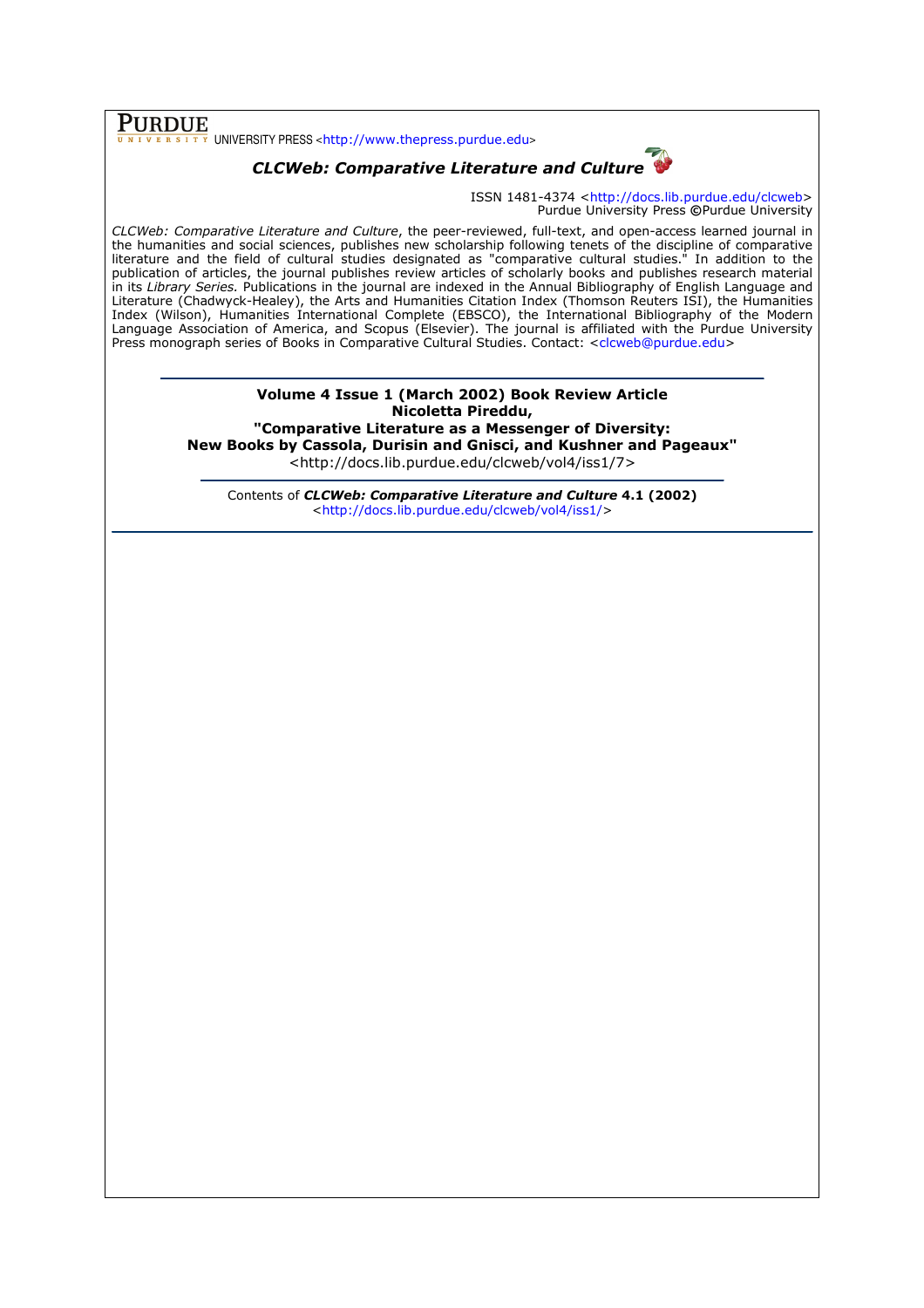**PURDUE** UNIVERSITY PRESS <http://www.thepress.purdue.edu>

***CLCWeb: Comparative Literature and Culture***

ISSN 1481-4374 <http://docs.lib.purdue.edu/clcweb>
Purdue University Press ©Purdue University

*CLCWeb: Comparative Literature and Culture*, the peer-reviewed, full-text, and open-access learned journal in the humanities and social sciences, publishes new scholarship following tenets of the discipline of comparative literature and the field of cultural studies designated as "comparative cultural studies." In addition to the publication of articles, the journal publishes review articles of scholarly books and publishes research material in its *Library Series.* Publications in the journal are indexed in the Annual Bibliography of English Language and Literature (Chadwyck-Healey), the Arts and Humanities Citation Index (Thomson Reuters ISI), the Humanities Index (Wilson), Humanities International Complete (EBSCO), the International Bibliography of the Modern Language Association of America, and Scopus (Elsevier). The journal is affiliated with the Purdue University Press monograph series of Books in Comparative Cultural Studies. Contact: <clcweb@purdue.edu>

---

**Volume 4 Issue 1 (March 2002) Book Review Article**
**Nicoletta Pireddu,**
**"Comparative Literature as a Messenger of Diversity:**
**New Books by Cassola, Durisin and Gnisci, and Kushner and Pageaux"**
<http://docs.lib.purdue.edu/clcweb/vol4/iss1/7>

---

Contents of ***CLCWeb: Comparative Literature and Culture*** **4.1 (2002)**
<http://docs.lib.purdue.edu/clcweb/vol4/iss1/>

---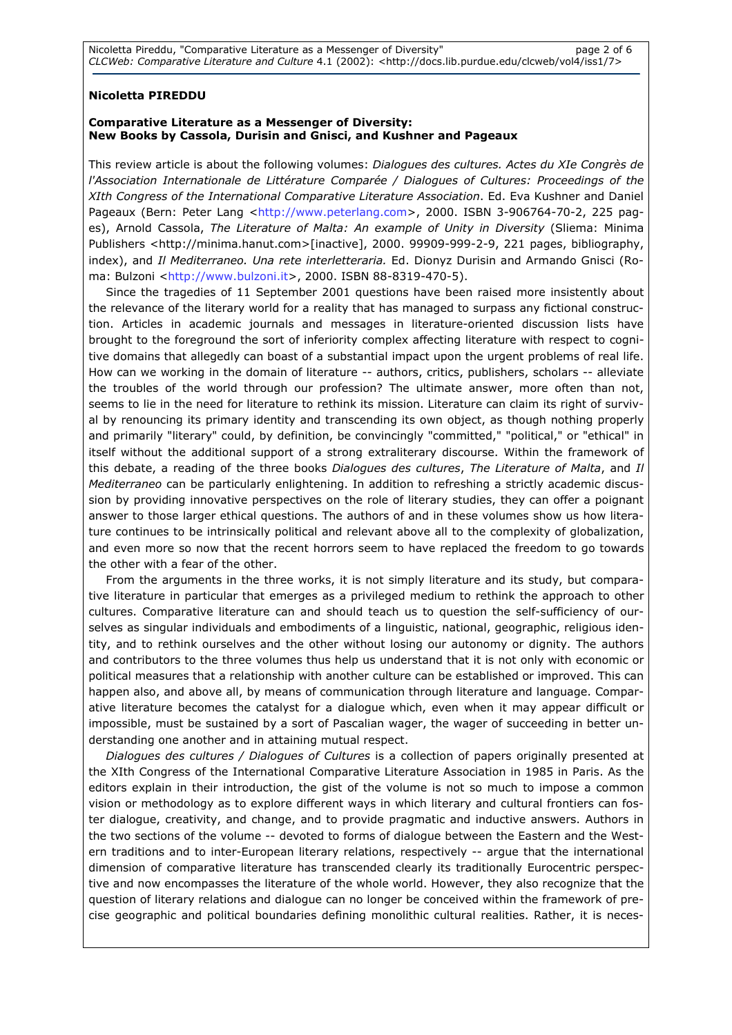**Nicoletta PIREDDU**

**Comparative Literature as a Messenger of Diversity:
New Books by Cassola, Durisin and Gnisci, and Kushner and Pageaux**

This review article is about the following volumes: *Dialogues des cultures. Actes du XIe Congrès de l'Association Internationale de Littérature Comparée / Dialogues of Cultures: Proceedings of the XIth Congress of the International Comparative Literature Association*. Ed. Eva Kushner and Daniel Pageaux (Bern: Peter Lang <http://www.peterlang.com>, 2000. ISBN 3-906764-70-2, 225 pages), Arnold Cassola, *The Literature of Malta: An example of Unity in Diversity* (Sliema: Minima Publishers <http://minima.hanut.com>[inactive], 2000. 99909-999-2-9, 221 pages, bibliography, index), and *Il Mediterraneo. Una rete interletteraria*. Ed. Dionyz Durisin and Armando Gnisci (Roma: Bulzoni <http://www.bulzoni.it>, 2000. ISBN 88-8319-470-5).

Since the tragedies of 11 September 2001 questions have been raised more insistently about the relevance of the literary world for a reality that has managed to surpass any fictional construction. Articles in academic journals and messages in literature-oriented discussion lists have brought to the foreground the sort of inferiority complex affecting literature with respect to cognitive domains that allegedly can boast of a substantial impact upon the urgent problems of real life. How can we working in the domain of literature -- authors, critics, publishers, scholars -- alleviate the troubles of the world through our profession? The ultimate answer, more often than not, seems to lie in the need for literature to rethink its mission. Literature can claim its right of survival by renouncing its primary identity and transcending its own object, as though nothing properly and primarily "literary" could, by definition, be convincingly "committed," "political," or "ethical" in itself without the additional support of a strong extraliterary discourse. Within the framework of this debate, a reading of the three books *Dialogues des cultures*, *The Literature of Malta*, and *Il Mediterraneo* can be particularly enlightening. In addition to refreshing a strictly academic discussion by providing innovative perspectives on the role of literary studies, they can offer a poignant answer to those larger ethical questions. The authors of and in these volumes show us how literature continues to be intrinsically political and relevant above all to the complexity of globalization, and even more so now that the recent horrors seem to have replaced the freedom to go towards the other with a fear of the other.

From the arguments in the three works, it is not simply literature and its study, but comparative literature in particular that emerges as a privileged medium to rethink the approach to other cultures. Comparative literature can and should teach us to question the self-sufficiency of ourselves as singular individuals and embodiments of a linguistic, national, geographic, religious identity, and to rethink ourselves and the other without losing our autonomy or dignity. The authors and contributors to the three volumes thus help us understand that it is not only with economic or political measures that a relationship with another culture can be established or improved. This can happen also, and above all, by means of communication through literature and language. Comparative literature becomes the catalyst for a dialogue which, even when it may appear difficult or impossible, must be sustained by a sort of Pascalian wager, the wager of succeeding in better understanding one another and in attaining mutual respect.

*Dialogues des cultures / Dialogues of Cultures* is a collection of papers originally presented at the XIth Congress of the International Comparative Literature Association in 1985 in Paris. As the editors explain in their introduction, the gist of the volume is not so much to impose a common vision or methodology as to explore different ways in which literary and cultural frontiers can foster dialogue, creativity, and change, and to provide pragmatic and inductive answers. Authors in the two sections of the volume -- devoted to forms of dialogue between the Eastern and the Western traditions and to inter-European literary relations, respectively -- argue that the international dimension of comparative literature has transcended clearly its traditionally Eurocentric perspective and now encompasses the literature of the whole world. However, they also recognize that the question of literary relations and dialogue can no longer be conceived within the framework of precise geographic and political boundaries defining monolithic cultural realities. Rather, it is neces-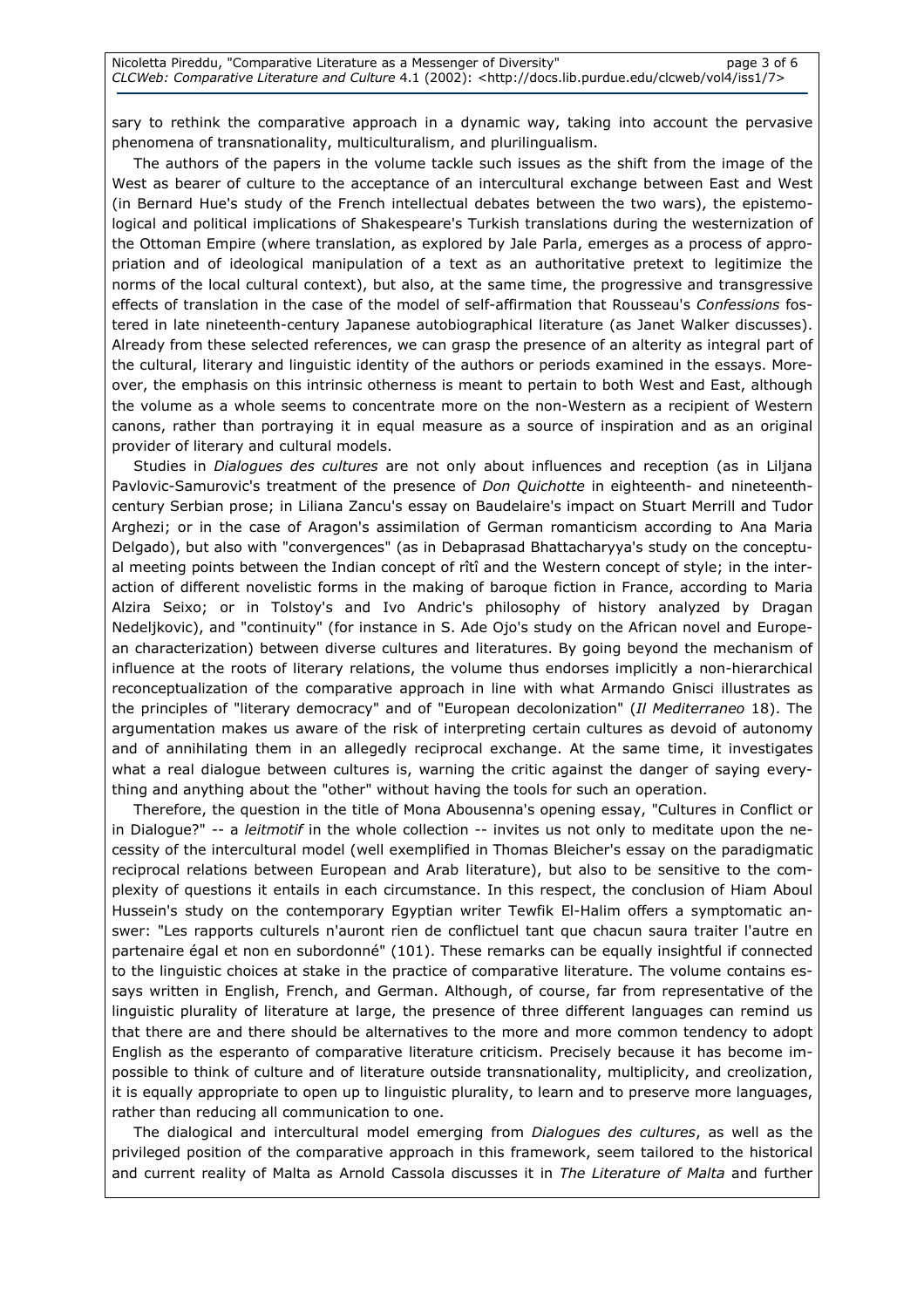sary to rethink the comparative approach in a dynamic way, taking into account the pervasive phenomena of transnationality, multiculturalism, and plurilingualism.

The authors of the papers in the volume tackle such issues as the shift from the image of the West as bearer of culture to the acceptance of an intercultural exchange between East and West (in Bernard Hue's study of the French intellectual debates between the two wars), the epistemological and political implications of Shakespeare's Turkish translations during the westernization of the Ottoman Empire (where translation, as explored by Jale Parla, emerges as a process of appropriation and of ideological manipulation of a text as an authoritative pretext to legitimize the norms of the local cultural context), but also, at the same time, the progressive and transgressive effects of translation in the case of the model of self-affirmation that Rousseau's *Confessions* fostered in late nineteenth-century Japanese autobiographical literature (as Janet Walker discusses). Already from these selected references, we can grasp the presence of an alterity as integral part of the cultural, literary and linguistic identity of the authors or periods examined in the essays. Moreover, the emphasis on this intrinsic otherness is meant to pertain to both West and East, although the volume as a whole seems to concentrate more on the non-Western as a recipient of Western canons, rather than portraying it in equal measure as a source of inspiration and as an original provider of literary and cultural models.

Studies in *Dialogues des cultures* are not only about influences and reception (as in Liljana Pavlovic-Samurovic's treatment of the presence of *Don Quichotte* in eighteenth- and nineteenth-century Serbian prose; in Liliana Zancu's essay on Baudelaire's impact on Stuart Merrill and Tudor Arghezi; or in the case of Aragon's assimilation of German romanticism according to Ana Maria Delgado), but also with "convergences" (as in Debaprasad Bhattacharyya's study on the conceptual meeting points between the Indian concept of rîtî and the Western concept of style; in the interaction of different novelistic forms in the making of baroque fiction in France, according to Maria Alzira Seixo; or in Tolstoy's and Ivo Andric's philosophy of history analyzed by Dragan Nedeljkovic), and "continuity" (for instance in S. Ade Ojo's study on the African novel and European characterization) between diverse cultures and literatures. By going beyond the mechanism of influence at the roots of literary relations, the volume thus endorses implicitly a non-hierarchical reconceptualization of the comparative approach in line with what Armando Gnisci illustrates as the principles of "literary democracy" and of "European decolonization" (*Il Mediterraneo* 18). The argumentation makes us aware of the risk of interpreting certain cultures as devoid of autonomy and of annihilating them in an allegedly reciprocal exchange. At the same time, it investigates what a real dialogue between cultures is, warning the critic against the danger of saying everything and anything about the "other" without having the tools for such an operation.

Therefore, the question in the title of Mona Abousenna's opening essay, "Cultures in Conflict or in Dialogue?" -- a *leitmotif* in the whole collection -- invites us not only to meditate upon the necessity of the intercultural model (well exemplified in Thomas Bleicher's essay on the paradigmatic reciprocal relations between European and Arab literature), but also to be sensitive to the complexity of questions it entails in each circumstance. In this respect, the conclusion of Hiam Aboul Hussein's study on the contemporary Egyptian writer Tewfik El-Halim offers a symptomatic answer: "Les rapports culturels n'auront rien de conflictuel tant que chacun saura traiter l'autre en partenaire égal et non en subordonné" (101). These remarks can be equally insightful if connected to the linguistic choices at stake in the practice of comparative literature. The volume contains essays written in English, French, and German. Although, of course, far from representative of the linguistic plurality of literature at large, the presence of three different languages can remind us that there are and there should be alternatives to the more and more common tendency to adopt English as the esperanto of comparative literature criticism. Precisely because it has become impossible to think of culture and of literature outside transnationality, multiplicity, and creolization, it is equally appropriate to open up to linguistic plurality, to learn and to preserve more languages, rather than reducing all communication to one.

The dialogical and intercultural model emerging from *Dialogues des cultures*, as well as the privileged position of the comparative approach in this framework, seem tailored to the historical and current reality of Malta as Arnold Cassola discusses it in *The Literature of Malta* and further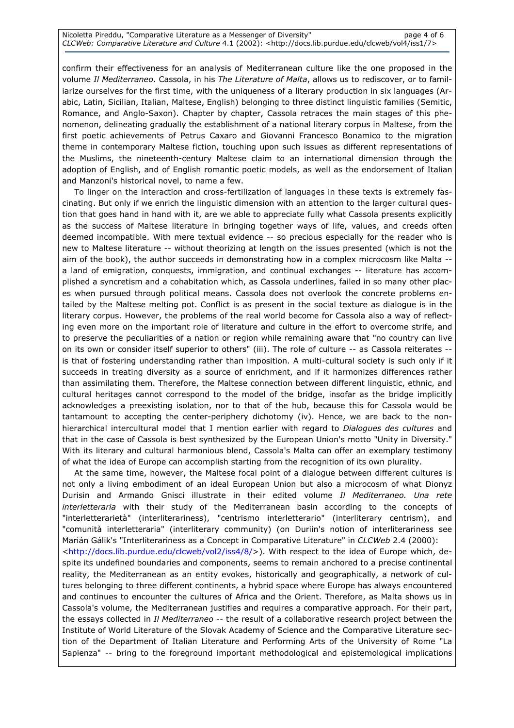confirm their effectiveness for an analysis of Mediterranean culture like the one proposed in the volume *Il Mediterraneo*. Cassola, in his *The Literature of Malta*, allows us to rediscover, or to familiarize ourselves for the first time, with the uniqueness of a literary production in six languages (Arabic, Latin, Sicilian, Italian, Maltese, English) belonging to three distinct linguistic families (Semitic, Romance, and Anglo-Saxon). Chapter by chapter, Cassola retraces the main stages of this phenomenon, delineating gradually the establishment of a national literary corpus in Maltese, from the first poetic achievements of Petrus Caxaro and Giovanni Francesco Bonamico to the migration theme in contemporary Maltese fiction, touching upon such issues as different representations of the Muslims, the nineteenth-century Maltese claim to an international dimension through the adoption of English, and of English romantic poetic models, as well as the endorsement of Italian and Manzoni's historical novel, to name a few.

To linger on the interaction and cross-fertilization of languages in these texts is extremely fascinating. But only if we enrich the linguistic dimension with an attention to the larger cultural question that goes hand in hand with it, are we able to appreciate fully what Cassola presents explicitly as the success of Maltese literature in bringing together ways of life, values, and creeds often deemed incompatible. With mere textual evidence -- so precious especially for the reader who is new to Maltese literature -- without theorizing at length on the issues presented (which is not the aim of the book), the author succeeds in demonstrating how in a complex microcosm like Malta -- a land of emigration, conquests, immigration, and continual exchanges -- literature has accomplished a syncretism and a cohabitation which, as Cassola underlines, failed in so many other places when pursued through political means. Cassola does not overlook the concrete problems entailed by the Maltese melting pot. Conflict is as present in the social texture as dialogue is in the literary corpus. However, the problems of the real world become for Cassola also a way of reflecting even more on the important role of literature and culture in the effort to overcome strife, and to preserve the peculiarities of a nation or region while remaining aware that "no country can live on its own or consider itself superior to others" (iii). The role of culture -- as Cassola reiterates -- is that of fostering understanding rather than imposition. A multi-cultural society is such only if it succeeds in treating diversity as a source of enrichment, and if it harmonizes differences rather than assimilating them. Therefore, the Maltese connection between different linguistic, ethnic, and cultural heritages cannot correspond to the model of the bridge, insofar as the bridge implicitly acknowledges a preexisting isolation, nor to that of the hub, because this for Cassola would be tantamount to accepting the center-periphery dichotomy (iv). Hence, we are back to the non-hierarchical intercultural model that I mention earlier with regard to *Dialogues des cultures* and that in the case of Cassola is best synthesized by the European Union's motto "Unity in Diversity." With its literary and cultural harmonious blend, Cassola's Malta can offer an exemplary testimony of what the idea of Europe can accomplish starting from the recognition of its own plurality.

At the same time, however, the Maltese focal point of a dialogue between different cultures is not only a living embodiment of an ideal European Union but also a microcosm of what Dionyz Durisin and Armando Gnisci illustrate in their edited volume *Il Mediterraneo. Una rete interletteraria* with their study of the Mediterranean basin according to the concepts of "interletterarietà" (interliterariness), "centrismo interletterario" (interliterary centrism), and "comunità interletteraria" (interliterary community) (on Duriin's notion of interliterariness see Marián Gálik's "Interliterariness as a Concept in Comparative Literature" in *CLCWeb* 2.4 (2000): <http://docs.lib.purdue.edu/clcweb/vol2/iss4/8/>). With respect to the idea of Europe which, despite its undefined boundaries and components, seems to remain anchored to a precise continental reality, the Mediterranean as an entity evokes, historically and geographically, a network of cultures belonging to three different continents, a hybrid space where Europe has always encountered and continues to encounter the cultures of Africa and the Orient. Therefore, as Malta shows us in Cassola's volume, the Mediterranean justifies and requires a comparative approach. For their part, the essays collected in *Il Mediterraneo* -- the result of a collaborative research project between the Institute of World Literature of the Slovak Academy of Science and the Comparative Literature section of the Department of Italian Literature and Performing Arts of the University of Rome "La Sapienza" -- bring to the foreground important methodological and epistemological implications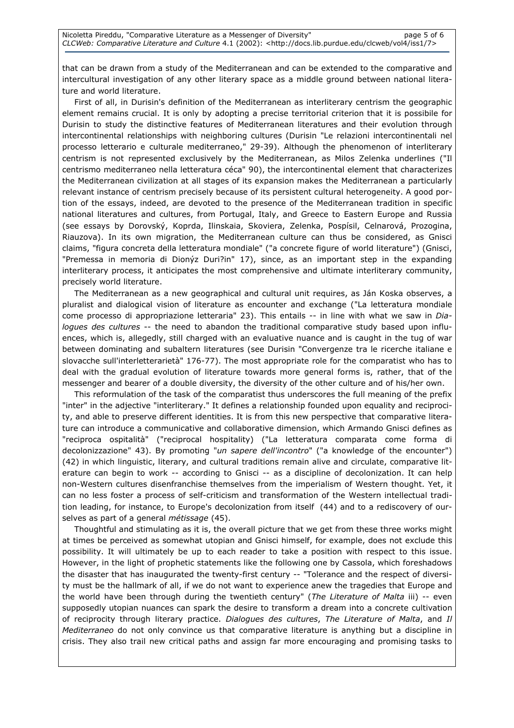that can be drawn from a study of the Mediterranean and can be extended to the comparative and intercultural investigation of any other literary space as a middle ground between national literature and world literature.

First of all, in Durisin's definition of the Mediterranean as interliterary centrism the geographic element remains crucial. It is only by adopting a precise territorial criterion that it is possibile for Durisin to study the distinctive features of Mediterranean literatures and their evolution through intercontinental relationships with neighboring cultures (Durisin "Le relazioni intercontinentali nel processo letterario e culturale mediterraneo," 29-39). Although the phenomenon of interliterary centrism is not represented exclusively by the Mediterranean, as Milos Zelenka underlines ("Il centrismo mediterraneo nella letteratura céca" 90), the intercontinental element that characterizes the Mediterranean civilization at all stages of its expansion makes the Mediterranean a particularly relevant instance of centrism precisely because of its persistent cultural heterogeneity. A good portion of the essays, indeed, are devoted to the presence of the Mediterranean tradition in specific national literatures and cultures, from Portugal, Italy, and Greece to Eastern Europe and Russia (see essays by Dorovský, Koprda, Ilinskaia, Skoviera, Zelenka, Pospísil, Celnarová, Prozogina, Riauzova). In its own migration, the Mediterranean culture can thus be considered, as Gnisci claims, "figura concreta della letteratura mondiale" ("a concrete figure of world literature") (Gnisci, "Premessa in memoria di Dionýz Duri?in" 17), since, as an important step in the expanding interliterary process, it anticipates the most comprehensive and ultimate interliterary community, precisely world literature.

The Mediterranean as a new geographical and cultural unit requires, as Ján Koska observes, a pluralist and dialogical vision of literature as encounter and exchange ("La letteratura mondiale come processo di appropriazione letteraria" 23). This entails -- in line with what we saw in *Dialogues des cultures* -- the need to abandon the traditional comparative study based upon influences, which is, allegedly, still charged with an evaluative nuance and is caught in the tug of war between dominating and subaltern literatures (see Durisin "Convergenze tra le ricerche italiane e slovacche sull'interletterarietà" 176-77). The most appropriate role for the comparatist who has to deal with the gradual evolution of literature towards more general forms is, rather, that of the messenger and bearer of a double diversity, the diversity of the other culture and of his/her own.

This reformulation of the task of the comparatist thus underscores the full meaning of the prefix "inter" in the adjective "interliterary." It defines a relationship founded upon equality and reciprocity, and able to preserve different identities. It is from this new perspective that comparative literature can introduce a communicative and collaborative dimension, which Armando Gnisci defines as "reciproca ospitalità" ("reciprocal hospitality) ("La letteratura comparata come forma di decolonizzazione" 43). By promoting "*un sapere dell'incontro*" ("a knowledge of the encounter") (42) in which linguistic, literary, and cultural traditions remain alive and circulate, comparative literature can begin to work -- according to Gnisci -- as a discipline of decolonization. It can help non-Western cultures disenfranchise themselves from the imperialism of Western thought. Yet, it can no less foster a process of self-criticism and transformation of the Western intellectual tradition leading, for instance, to Europe's decolonization from itself (44) and to a rediscovery of ourselves as part of a general *métissage* (45).

Thoughtful and stimulating as it is, the overall picture that we get from these three works might at times be perceived as somewhat utopian and Gnisci himself, for example, does not exclude this possibility. It will ultimately be up to each reader to take a position with respect to this issue. However, in the light of prophetic statements like the following one by Cassola, which foreshadows the disaster that has inaugurated the twenty-first century -- "Tolerance and the respect of diversity must be the hallmark of all, if we do not want to experience anew the tragedies that Europe and the world have been through during the twentieth century" (*The Literature of Malta* iii) -- even supposedly utopian nuances can spark the desire to transform a dream into a concrete cultivation of reciprocity through literary practice. *Dialogues des cultures*, *The Literature of Malta*, and *Il Mediterraneo* do not only convince us that comparative literature is anything but a discipline in crisis. They also trail new critical paths and assign far more encouraging and promising tasks to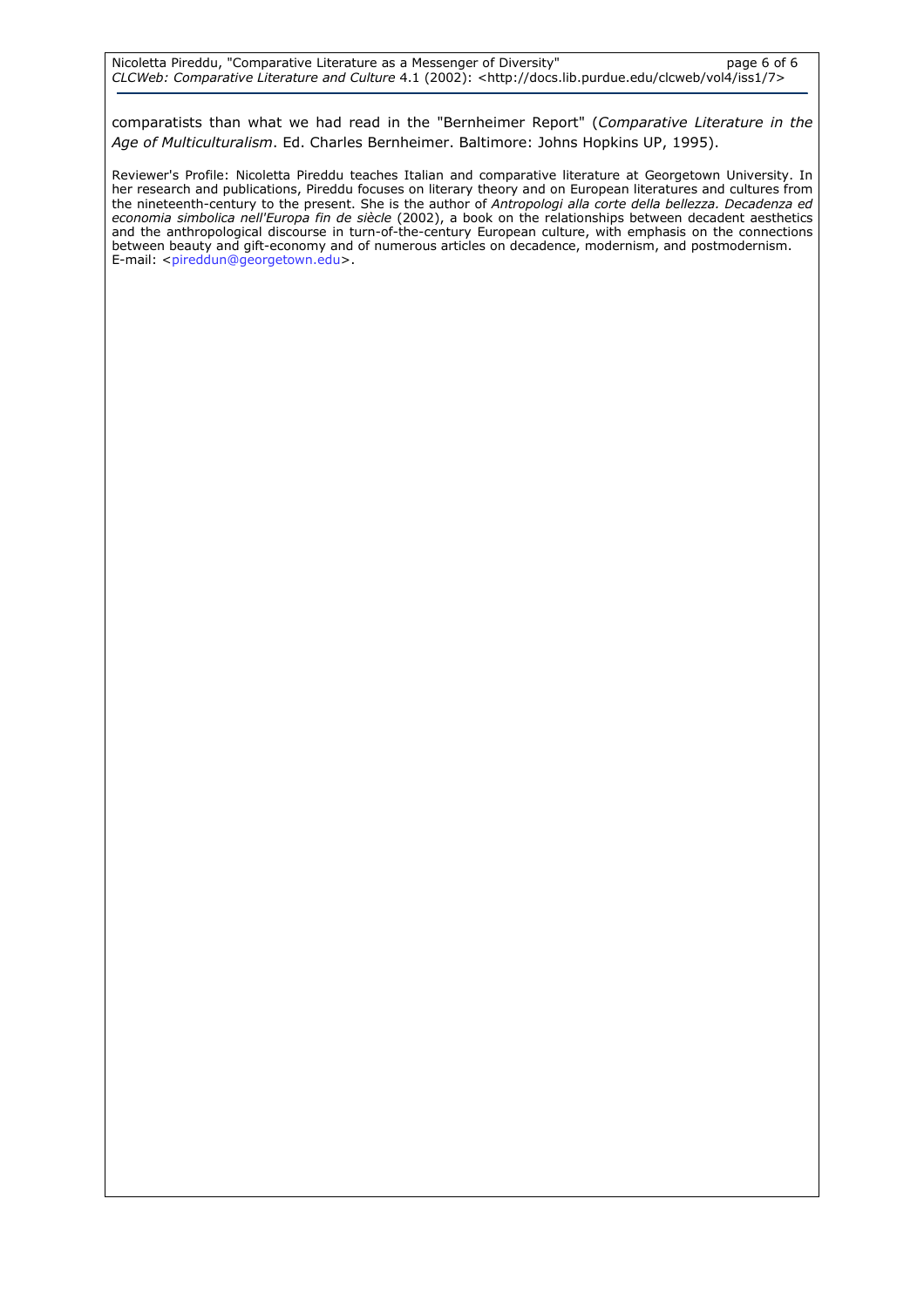comparatists than what we had read in the "Bernheimer Report" (*Comparative Literature in the Age of Multiculturalism*. Ed. Charles Bernheimer. Baltimore: Johns Hopkins UP, 1995).

Reviewer's Profile: Nicoletta Pireddu teaches Italian and comparative literature at Georgetown University. In her research and publications, Pireddu focuses on literary theory and on European literatures and cultures from the nineteenth-century to the present. She is the author of *Antropologi alla corte della bellezza. Decadenza ed economia simbolica nell'Europa fin de siècle* (2002), a book on the relationships between decadent aesthetics and the anthropological discourse in turn-of-the-century European culture, with emphasis on the connections between beauty and gift-economy and of numerous articles on decadence, modernism, and postmodernism. E-mail: <pireddun@georgetown.edu>.